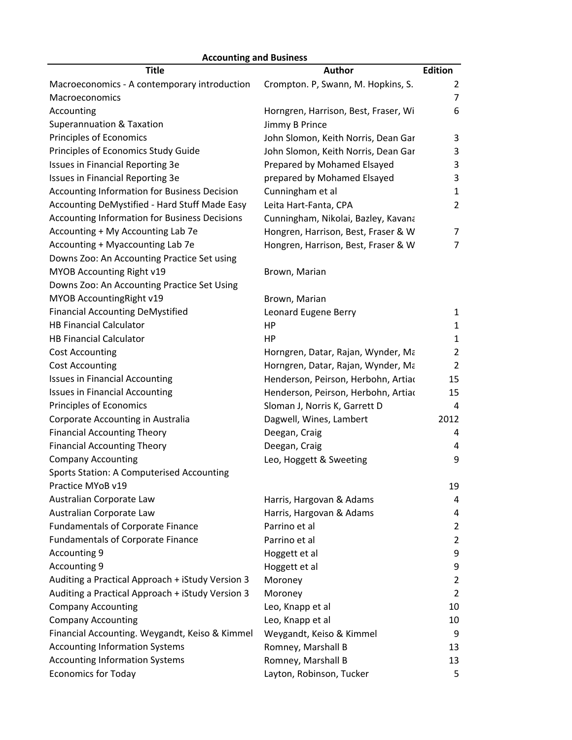**Accounting and Business**

| Title | Author | Edition |
|---|---|---|
| Macroeconomics - A contemporary introduction | Crompton. P, Swann, M. Hopkins, S. | 2 |
| Macroeconomics | | 7 |
| Accounting | Horngren, Harrison, Best, Fraser, Wi | 6 |
| Superannuation & Taxation | Jimmy B Prince | |
| Principles of Economics | John Slomon, Keith Norris, Dean Gar | 3 |
| Principles of Economics Study Guide | John Slomon, Keith Norris, Dean Gar | 3 |
| Issues in Financial Reporting 3e | Prepared by Mohamed Elsayed | 3 |
| Issues in Financial Reporting 3e | prepared by Mohamed Elsayed | 3 |
| Accounting Information for Business Decision | Cunningham et al | 1 |
| Accounting DeMystified - Hard Stuff Made Easy | Leita Hart-Fanta, CPA | 2 |
| Accounting Information for Business Decisions | Cunningham, Nikolai, Bazley, Kavana | |
| Accounting + My Accounting Lab 7e | Hongren, Harrison, Best, Fraser & W | 7 |
| Accounting + Myaccounting Lab 7e | Hongren, Harrison, Best, Fraser & W | 7 |
| Downs Zoo: An Accounting Practice Set using MYOB Accounting Right v19 | Brown, Marian | |
| Downs Zoo: An Accounting Practice Set Using MYOB AccountingRight v19 | Brown, Marian | |
| Financial Accounting DeMystified | Leonard Eugene Berry | 1 |
| HB Financial Calculator | HP | 1 |
| HB Financial Calculator | HP | 1 |
| Cost Accounting | Horngren, Datar, Rajan, Wynder, Ma | 2 |
| Cost Accounting | Horngren, Datar, Rajan, Wynder, Ma | 2 |
| Issues in Financial Accounting | Henderson, Peirson, Herbohn, Artiac | 15 |
| Issues in Financial Accounting | Henderson, Peirson, Herbohn, Artiac | 15 |
| Principles of Economics | Sloman J, Norris K, Garrett D | 4 |
| Corporate Accounting in Australia | Dagwell, Wines, Lambert | 2012 |
| Financial Accounting Theory | Deegan, Craig | 4 |
| Financial Accounting Theory | Deegan, Craig | 4 |
| Company Accounting | Leo, Hoggett & Sweeting | 9 |
| Sports Station: A Computerised Accounting Practice MYoB v19 | | 19 |
| Australian Corporate Law | Harris, Hargovan & Adams | 4 |
| Australian Corporate Law | Harris, Hargovan & Adams | 4 |
| Fundamentals of Corporate Finance | Parrino et al | 2 |
| Fundamentals of Corporate Finance | Parrino et al | 2 |
| Accounting 9 | Hoggett et al | 9 |
| Accounting 9 | Hoggett et al | 9 |
| Auditing a Practical Approach + iStudy Version 3 | Moroney | 2 |
| Auditing a Practical Approach + iStudy Version 3 | Moroney | 2 |
| Company Accounting | Leo, Knapp et al | 10 |
| Company Accounting | Leo, Knapp et al | 10 |
| Financial Accounting. Weygandt, Keiso & Kimmel | Weygandt, Keiso & Kimmel | 9 |
| Accounting Information Systems | Romney, Marshall B | 13 |
| Accounting Information Systems | Romney, Marshall B | 13 |
| Economics for Today | Layton, Robinson, Tucker | 5 |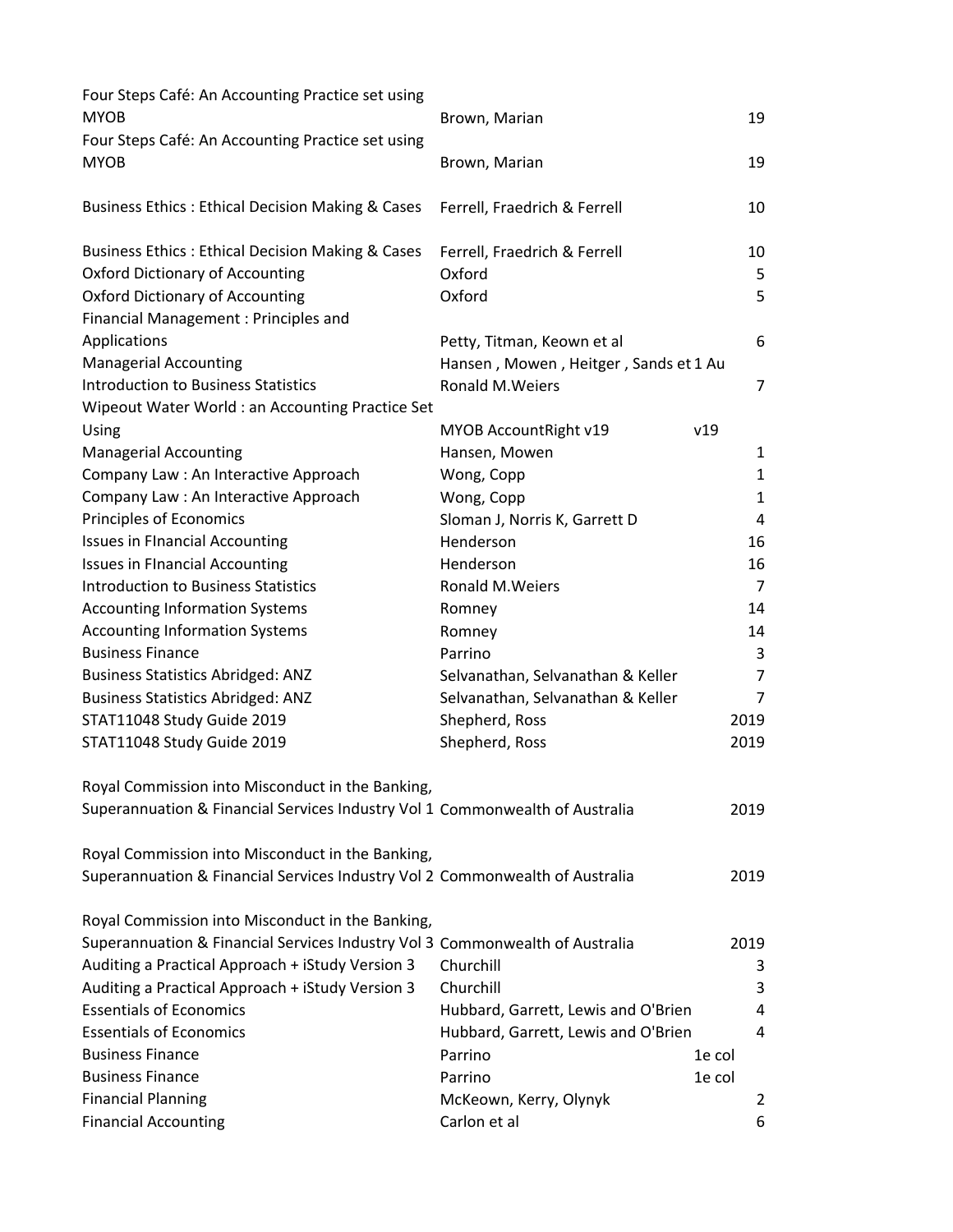| | | | |
|---|---|---|---|
| Four Steps Café: An Accounting Practice set using MYOB | Brown, Marian | | 19 |
| Four Steps Café: An Accounting Practice set using MYOB | Brown, Marian | | 19 |
| Business Ethics : Ethical Decision Making & Cases | Ferrell, Fraedrich & Ferrell | | 10 |
| Business Ethics : Ethical Decision Making & Cases | Ferrell, Fraedrich & Ferrell | | 10 |
| Oxford Dictionary of Accounting | Oxford | | 5 |
| Oxford Dictionary of Accounting | Oxford | | 5 |
| Financial Management : Principles and Applications | Petty, Titman, Keown et al | | 6 |
| Managerial Accounting | Hansen , Mowen , Heitger , Sands et 1 Au | | |
| Introduction to Business Statistics | Ronald M.Weiers | | 7 |
| Wipeout Water World : an Accounting Practice Set Using | MYOB AccountRight v19 | v19 | |
| Managerial Accounting | Hansen, Mowen | | 1 |
| Company Law : An Interactive Approach | Wong, Copp | | 1 |
| Company Law : An Interactive Approach | Wong, Copp | | 1 |
| Principles of Economics | Sloman J, Norris K, Garrett D | | 4 |
| Issues in FInancial Accounting | Henderson | | 16 |
| Issues in FInancial Accounting | Henderson | | 16 |
| Introduction to Business Statistics | Ronald M.Weiers | | 7 |
| Accounting Information Systems | Romney | | 14 |
| Accounting Information Systems | Romney | | 14 |
| Business Finance | Parrino | | 3 |
| Business Statistics Abridged: ANZ | Selvanathan, Selvanathan & Keller | | 7 |
| Business Statistics Abridged: ANZ | Selvanathan, Selvanathan & Keller | | 7 |
| STAT11048 Study Guide 2019 | Shepherd, Ross | | 2019 |
| STAT11048 Study Guide 2019 | Shepherd, Ross | | 2019 |
| Royal Commission into Misconduct in the Banking, Superannuation & Financial Services Industry Vol 1 | Commonwealth of Australia | | 2019 |
| Royal Commission into Misconduct in the Banking, Superannuation & Financial Services Industry Vol 2 | Commonwealth of Australia | | 2019 |
| Royal Commission into Misconduct in the Banking, Superannuation & Financial Services Industry Vol 3 | Commonwealth of Australia | | 2019 |
| Auditing a Practical Approach + iStudy Version 3 | Churchill | | 3 |
| Auditing a Practical Approach + iStudy Version 3 | Churchill | | 3 |
| Essentials of Economics | Hubbard, Garrett, Lewis and O'Brien | | 4 |
| Essentials of Economics | Hubbard, Garrett, Lewis and O'Brien | | 4 |
| Business Finance | Parrino | 1e col | |
| Business Finance | Parrino | 1e col | |
| Financial Planning | McKeown, Kerry, Olynyk | | 2 |
| Financial Accounting | Carlon et al | | 6 |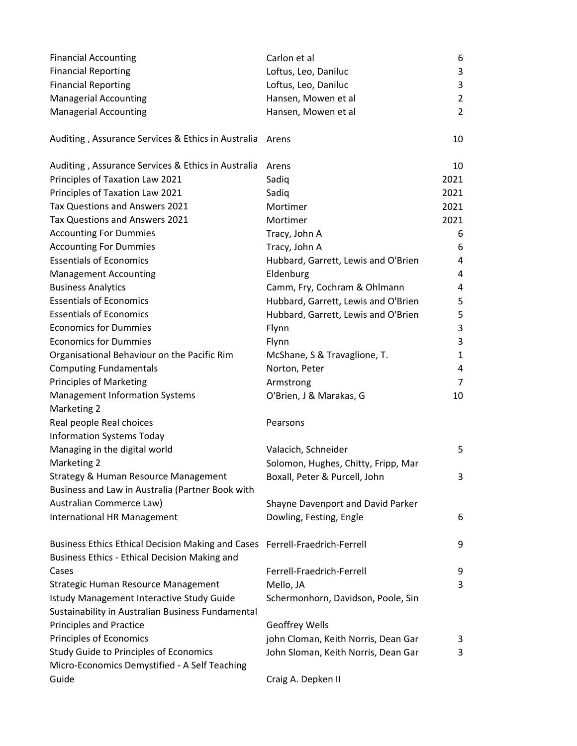| | | |
|---|---|---|
| Financial Accounting | Carlon et al | 6 |
| Financial Reporting | Loftus, Leo, Daniluc | 3 |
| Financial Reporting | Loftus, Leo, Daniluc | 3 |
| Managerial Accounting | Hansen, Mowen et al | 2 |
| Managerial Accounting | Hansen, Mowen et al | 2 |
| Auditing , Assurance Services & Ethics in Australia | Arens | 10 |
| Auditing , Assurance Services & Ethics in Australia | Arens | 10 |
| Principles of Taxation Law 2021 | Sadiq | 2021 |
| Principles of Taxation Law 2021 | Sadiq | 2021 |
| Tax Questions and Answers 2021 | Mortimer | 2021 |
| Tax Questions and Answers 2021 | Mortimer | 2021 |
| Accounting For Dummies | Tracy, John A | 6 |
| Accounting For Dummies | Tracy, John A | 6 |
| Essentials of Economics | Hubbard, Garrett, Lewis and O'Brien | 4 |
| Management Accounting | Eldenburg | 4 |
| Business Analytics | Camm, Fry, Cochram & Ohlmann | 4 |
| Essentials of Economics | Hubbard, Garrett, Lewis and O'Brien | 5 |
| Essentials of Economics | Hubbard, Garrett, Lewis and O'Brien | 5 |
| Economics for Dummies | Flynn | 3 |
| Economics for Dummies | Flynn | 3 |
| Organisational Behaviour on the Pacific Rim | McShane, S & Travaglione, T. | 1 |
| Computing Fundamentals | Norton, Peter | 4 |
| Principles of Marketing | Armstrong | 7 |
| Management Information Systems | O'Brien, J & Marakas, G | 10 |
| Marketing 2 Real people Real choices | Pearsons | |
| Information Systems Today Managing in the digital world | Valacich, Schneider | 5 |
| Marketing 2 | Solomon, Hughes, Chitty, Fripp, Mar | |
| Strategy & Human Resource Management | Boxall, Peter & Purcell, John | 3 |
| Business and Law in Australia (Partner Book with Australian Commerce Law) | Shayne Davenport and David Parker | |
| International HR Management | Dowling, Festing, Engle | 6 |
| Business Ethics Ethical Decision Making and Cases | Ferrell-Fraedrich-Ferrell | 9 |
| Business Ethics - Ethical Decision Making and Cases | Ferrell-Fraedrich-Ferrell | 9 |
| Strategic Human Resource Management | Mello, JA | 3 |
| Istudy Management Interactive Study Guide | Schermonhorn, Davidson, Poole, Sim | |
| Sustainability in Australian Business Fundamental Principles and Practice | Geoffrey Wells | |
| Principles of Economics | john Cloman, Keith Norris, Dean Gar | 3 |
| Study Guide to Principles of Economics | John Sloman, Keith Norris, Dean Gar | 3 |
| Micro-Economics Demystified - A Self Teaching Guide | Craig A. Depken II | |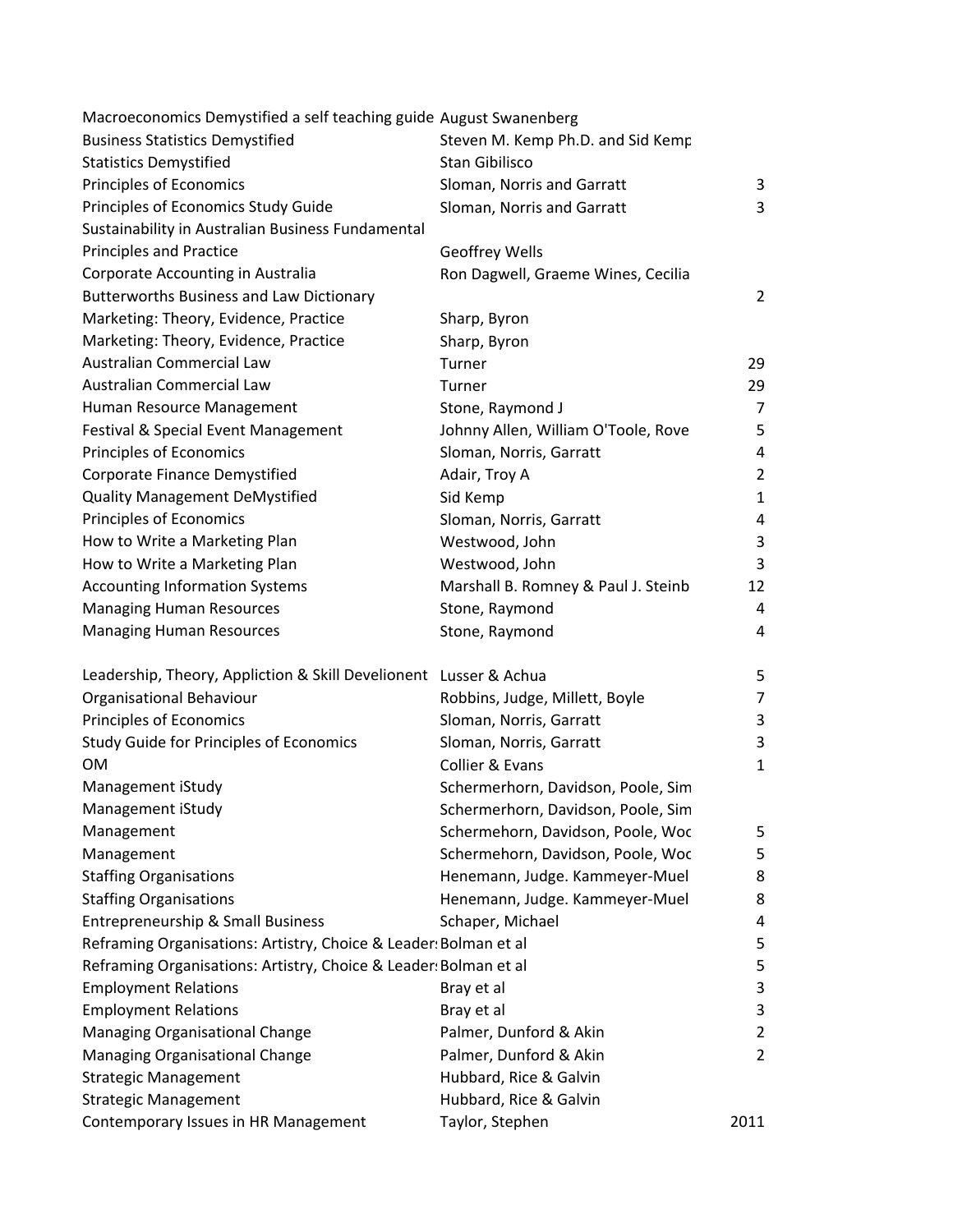| | | |
|---|---|---|
| Macroeconomics Demystified a self teaching guide | August Swanenberg | |
| Business Statistics Demystified | Steven M. Kemp Ph.D. and Sid Kemp | |
| Statistics Demystified | Stan Gibilisco | |
| Principles of Economics | Sloman, Norris and Garratt | 3 |
| Principles of Economics Study Guide | Sloman, Norris and Garratt | 3 |
| Sustainability in Australian Business Fundamental Principles and Practice | Geoffrey Wells | |
| Corporate Accounting in Australia | Ron Dagwell, Graeme Wines, Cecilia | |
| Butterworths Business and Law Dictionary | | 2 |
| Marketing: Theory, Evidence, Practice | Sharp, Byron | |
| Marketing: Theory, Evidence, Practice | Sharp, Byron | |
| Australian Commercial Law | Turner | 29 |
| Australian Commercial Law | Turner | 29 |
| Human Resource Management | Stone, Raymond J | 7 |
| Festival & Special Event Management | Johnny Allen, William O'Toole, Rove | 5 |
| Principles of Economics | Sloman, Norris, Garratt | 4 |
| Corporate Finance Demystified | Adair, Troy A | 2 |
| Quality Management DeMystified | Sid Kemp | 1 |
| Principles of Economics | Sloman, Norris, Garratt | 4 |
| How to Write a Marketing Plan | Westwood, John | 3 |
| How to Write a Marketing Plan | Westwood, John | 3 |
| Accounting Information Systems | Marshall B. Romney & Paul J. Steinb | 12 |
| Managing Human Resources | Stone, Raymond | 4 |
| Managing Human Resources | Stone, Raymond | 4 |
| | | |
| Leadership, Theory, Appliction & Skill Develionent | Lusser & Achua | 5 |
| Organisational Behaviour | Robbins, Judge, Millett, Boyle | 7 |
| Principles of Economics | Sloman, Norris, Garratt | 3 |
| Study Guide for Principles of Economics | Sloman, Norris, Garratt | 3 |
| OM | Collier & Evans | 1 |
| Management iStudy | Schermerhorn, Davidson, Poole, Sim | |
| Management iStudy | Schermerhorn, Davidson, Poole, Sim | |
| Management | Schermehorn, Davidson, Poole, Woc | 5 |
| Management | Schermehorn, Davidson, Poole, Woc | 5 |
| Staffing Organisations | Henemann, Judge. Kammeyer-Muel | 8 |
| Staffing Organisations | Henemann, Judge. Kammeyer-Muel | 8 |
| Entrepreneurship & Small Business | Schaper, Michael | 4 |
| Reframing Organisations: Artistry, Choice & Leader | Bolman et al | 5 |
| Reframing Organisations: Artistry, Choice & Leader | Bolman et al | 5 |
| Employment Relations | Bray et al | 3 |
| Employment Relations | Bray et al | 3 |
| Managing Organisational Change | Palmer, Dunford & Akin | 2 |
| Managing Organisational Change | Palmer, Dunford & Akin | 2 |
| Strategic Management | Hubbard, Rice & Galvin | |
| Strategic Management | Hubbard, Rice & Galvin | |
| Contemporary Issues in HR Management | Taylor, Stephen | 2011 |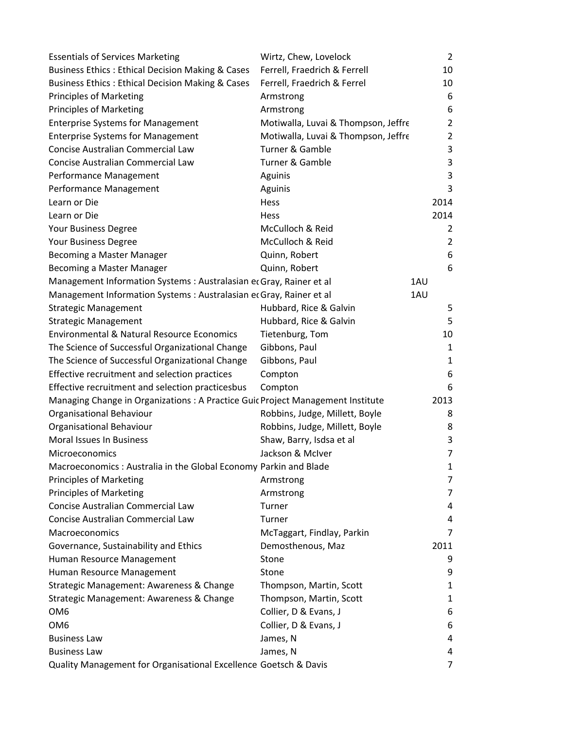| | | |
|---|---|---|
| Essentials of Services Marketing | Wirtz, Chew, Lovelock | 2 |
| Business Ethics : Ethical Decision Making & Cases | Ferrell, Fraedrich & Ferrell | 10 |
| Business Ethics : Ethical Decision Making & Cases | Ferrell, Fraedrich & Ferrel | 10 |
| Principles of Marketing | Armstrong | 6 |
| Principles of Marketing | Armstrong | 6 |
| Enterprise Systems for Management | Motiwalla, Luvai & Thompson, Jeffre | 2 |
| Enterprise Systems for Management | Motiwalla, Luvai & Thompson, Jeffre | 2 |
| Concise Australian Commercial Law | Turner & Gamble | 3 |
| Concise Australian Commercial Law | Turner & Gamble | 3 |
| Performance Management | Aguinis | 3 |
| Performance Management | Aguinis | 3 |
| Learn or Die | Hess | 2014 |
| Learn or Die | Hess | 2014 |
| Your Business Degree | McCulloch & Reid | 2 |
| Your Business Degree | McCulloch & Reid | 2 |
| Becoming a Master Manager | Quinn, Robert | 6 |
| Becoming a Master Manager | Quinn, Robert | 6 |
| Management Information Systems : Australasian ec | Gray, Rainer et al | 1AU |
| Management Information Systems : Australasian ec | Gray, Rainer et al | 1AU |
| Strategic Management | Hubbard, Rice & Galvin | 5 |
| Strategic Management | Hubbard, Rice & Galvin | 5 |
| Environmental & Natural Resource Economics | Tietenburg, Tom | 10 |
| The Science of Successful Organizational Change | Gibbons, Paul | 1 |
| The Science of Successful Organizational Change | Gibbons, Paul | 1 |
| Effective recruitment and selection practices | Compton | 6 |
| Effective recruitment and selection practicesbus | Compton | 6 |
| Managing Change in Organizations : A Practice Guic | Project Management Institute | 2013 |
| Organisational Behaviour | Robbins, Judge, Millett, Boyle | 8 |
| Organisational Behaviour | Robbins, Judge, Millett, Boyle | 8 |
| Moral Issues In Business | Shaw, Barry, Isdsa et al | 3 |
| Microeconomics | Jackson & McIver | 7 |
| Macroeconomics : Australia in the Global Economy | Parkin and Blade | 1 |
| Principles of Marketing | Armstrong | 7 |
| Principles of Marketing | Armstrong | 7 |
| Concise Australian Commercial Law | Turner | 4 |
| Concise Australian Commercial Law | Turner | 4 |
| Macroeconomics | McTaggart, Findlay, Parkin | 7 |
| Governance, Sustainability and Ethics | Demosthenous, Maz | 2011 |
| Human Resource Management | Stone | 9 |
| Human Resource Management | Stone | 9 |
| Strategic Management: Awareness & Change | Thompson, Martin, Scott | 1 |
| Strategic Management: Awareness & Change | Thompson, Martin, Scott | 1 |
| OM6 | Collier, D & Evans, J | 6 |
| OM6 | Collier, D & Evans, J | 6 |
| Business Law | James, N | 4 |
| Business Law | James, N | 4 |
| Quality Management for Organisational Excellence | Goetsch & Davis | 7 |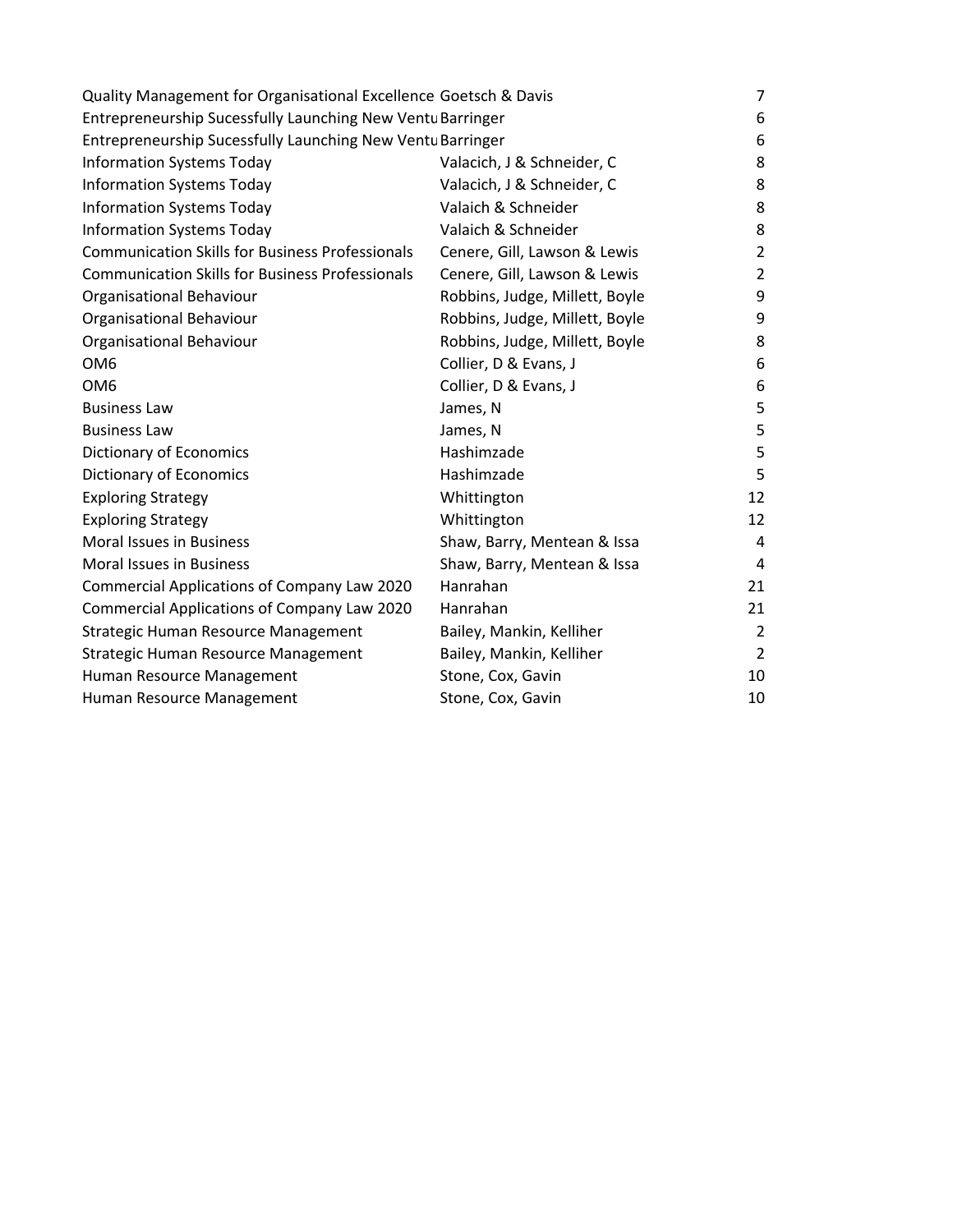| | | |
|---|---|---|
| Quality Management for Organisational Excellence | Goetsch & Davis | 7 |
| Entrepreneurship Sucessfully Launching New Ventu | Barringer | 6 |
| Entrepreneurship Sucessfully Launching New Ventu | Barringer | 6 |
| Information Systems Today | Valacich, J & Schneider, C | 8 |
| Information Systems Today | Valacich, J & Schneider, C | 8 |
| Information Systems Today | Valaich & Schneider | 8 |
| Information Systems Today | Valaich & Schneider | 8 |
| Communication Skills for Business Professionals | Cenere, Gill, Lawson & Lewis | 2 |
| Communication Skills for Business Professionals | Cenere, Gill, Lawson & Lewis | 2 |
| Organisational Behaviour | Robbins, Judge, Millett, Boyle | 9 |
| Organisational Behaviour | Robbins, Judge, Millett, Boyle | 9 |
| Organisational Behaviour | Robbins, Judge, Millett, Boyle | 8 |
| OM6 | Collier, D & Evans, J | 6 |
| OM6 | Collier, D & Evans, J | 6 |
| Business Law | James, N | 5 |
| Business Law | James, N | 5 |
| Dictionary of Economics | Hashimzade | 5 |
| Dictionary of Economics | Hashimzade | 5 |
| Exploring Strategy | Whittington | 12 |
| Exploring Strategy | Whittington | 12 |
| Moral Issues in Business | Shaw, Barry, Mentean & Issa | 4 |
| Moral Issues in Business | Shaw, Barry, Mentean & Issa | 4 |
| Commercial Applications of Company Law 2020 | Hanrahan | 21 |
| Commercial Applications of Company Law 2020 | Hanrahan | 21 |
| Strategic Human Resource Management | Bailey, Mankin, Kelliher | 2 |
| Strategic Human Resource Management | Bailey, Mankin, Kelliher | 2 |
| Human Resource Management | Stone, Cox, Gavin | 10 |
| Human Resource Management | Stone, Cox, Gavin | 10 |